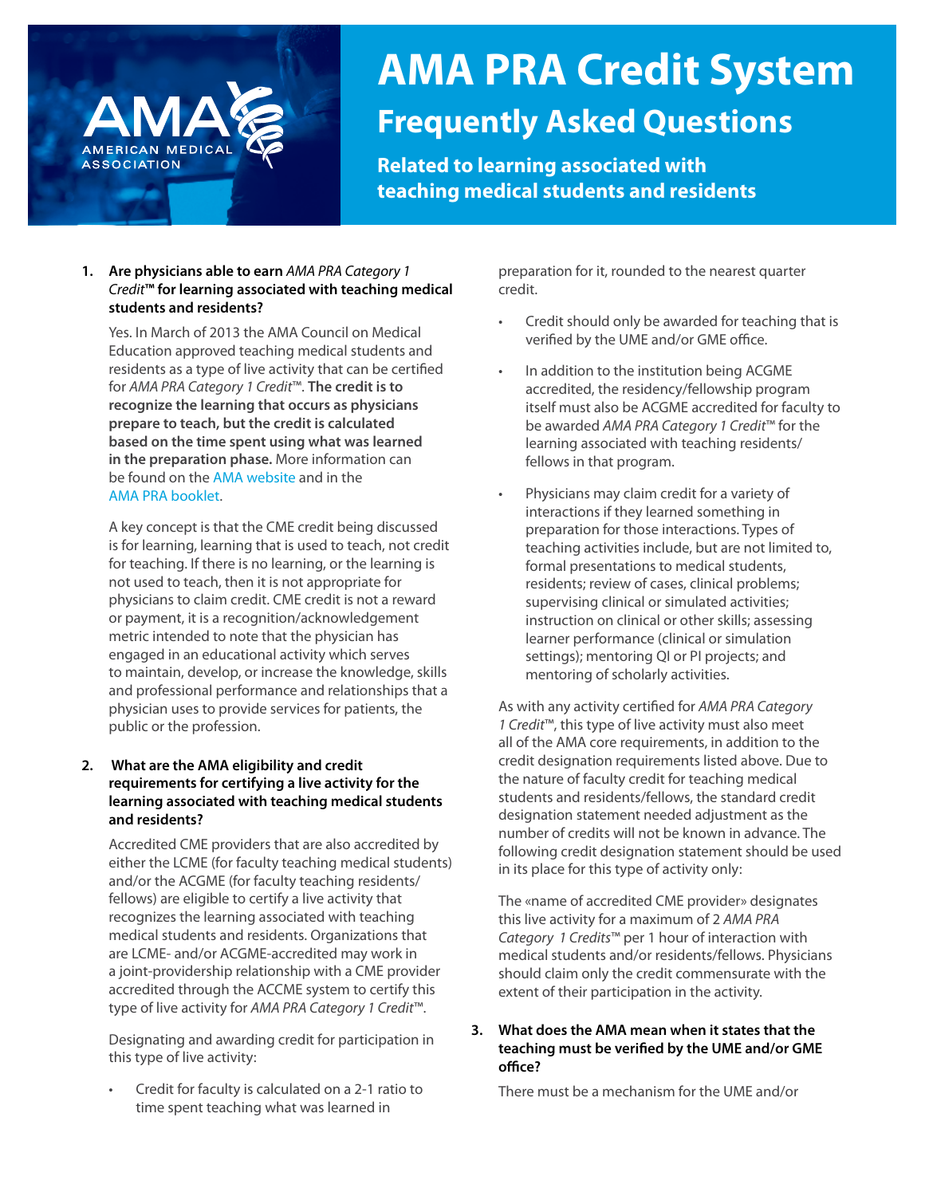# AMA PRA Credit System

## Frequently Asked Questions

### Related to learning associated with teaching medical students and residents

1. **Are physicians able to earn *AMA PRA Category 1 Credit*™ for learning associated with teaching medical students and residents?**

   Yes. In March of 2013 the AMA Council on Medical Education approved teaching medical students and residents as a type of live activity that can be certified for *AMA PRA Category 1 Credit*™. **The credit is to recognize the learning that occurs as physicians prepare to teach, but the credit is calculated based on the time spent using what was learned in the preparation phase.** More information can be found on the AMA website and in the AMA PRA booklet.

   A key concept is that the CME credit being discussed is for learning, learning that is used to teach, not credit for teaching. If there is no learning, or the learning is not used to teach, then it is not appropriate for physicians to claim credit. CME credit is not a reward or payment, it is a recognition/acknowledgement metric intended to note that the physician has engaged in an educational activity which serves to maintain, develop, or increase the knowledge, skills and professional performance and relationships that a physician uses to provide services for patients, the public or the profession.

2. **What are the AMA eligibility and credit requirements for certifying a live activity for the learning associated with teaching medical students and residents?**

   Accredited CME providers that are also accredited by either the LCME (for faculty teaching medical students) and/or the ACGME (for faculty teaching residents/ fellows) are eligible to certify a live activity that recognizes the learning associated with teaching medical students and residents. Organizations that are LCME- and/or ACGME-accredited may work in a joint-providership relationship with a CME provider accredited through the ACCME system to certify this type of live activity for *AMA PRA Category 1 Credit*™.

   Designating and awarding credit for participation in this type of live activity:

   - Credit for faculty is calculated on a 2-1 ratio to time spent teaching what was learned in preparation for it, rounded to the nearest quarter credit.
   - Credit should only be awarded for teaching that is verified by the UME and/or GME office.
   - In addition to the institution being ACGME accredited, the residency/fellowship program itself must also be ACGME accredited for faculty to be awarded *AMA PRA Category 1 Credit*™ for the learning associated with teaching residents/ fellows in that program.
   - Physicians may claim credit for a variety of interactions if they learned something in preparation for those interactions. Types of teaching activities include, but are not limited to, formal presentations to medical students, residents; review of cases, clinical problems; supervising clinical or simulated activities; instruction on clinical or other skills; assessing learner performance (clinical or simulation settings); mentoring QI or PI projects; and mentoring of scholarly activities.

   As with any activity certified for *AMA PRA Category 1 Credit*™, this type of live activity must also meet all of the AMA core requirements, in addition to the credit designation requirements listed above. Due to the nature of faculty credit for teaching medical students and residents/fellows, the standard credit designation statement needed adjustment as the number of credits will not be known in advance. The following credit designation statement should be used in its place for this type of activity only:

   The «name of accredited CME provider» designates this live activity for a maximum of 2 *AMA PRA Category 1 Credits*™ per 1 hour of interaction with medical students and/or residents/fellows. Physicians should claim only the credit commensurate with the extent of their participation in the activity.

3. **What does the AMA mean when it states that the teaching must be verified by the UME and/or GME office?**

   There must be a mechanism for the UME and/or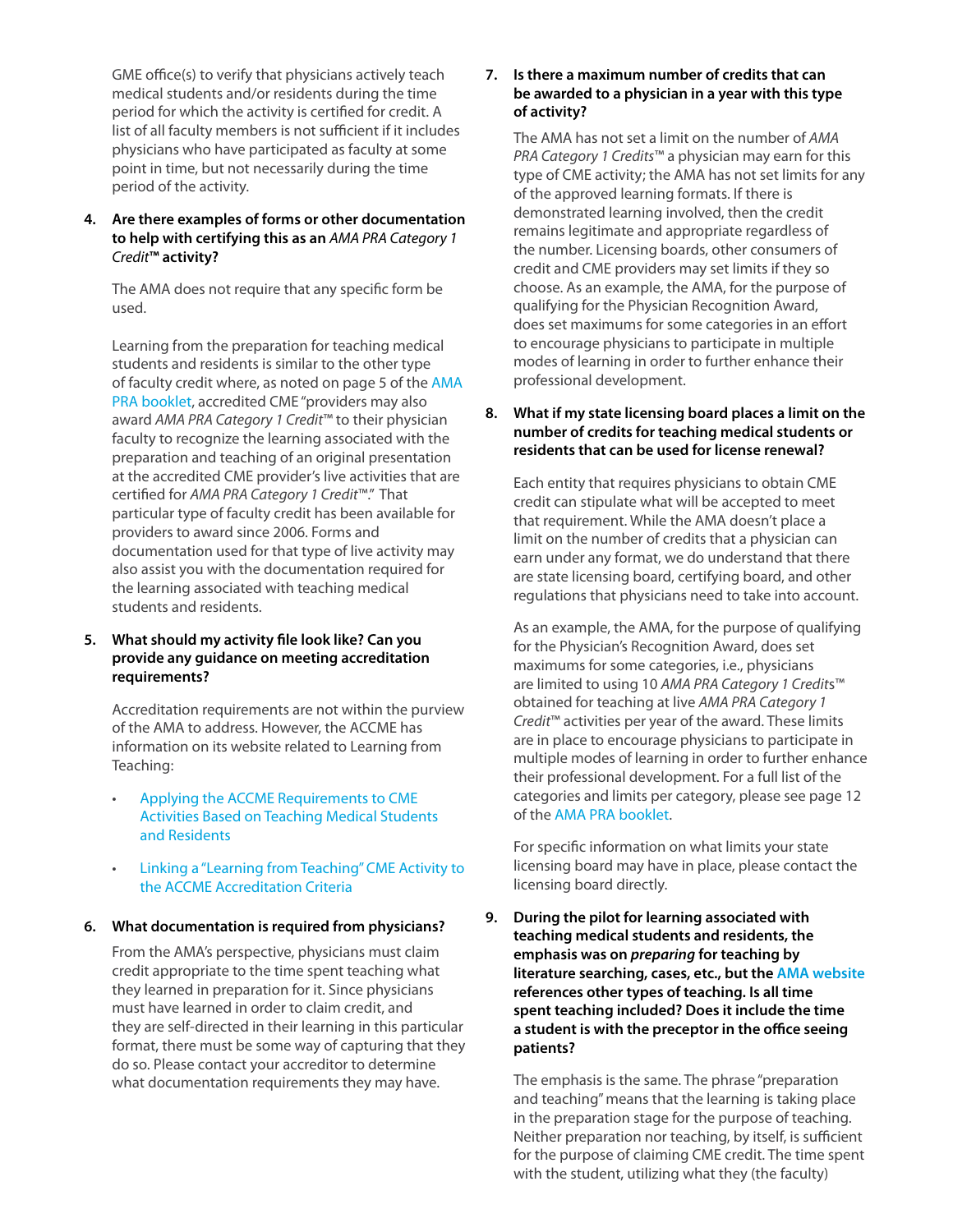GME office(s) to verify that physicians actively teach medical students and/or residents during the time period for which the activity is certified for credit. A list of all faculty members is not sufficient if it includes physicians who have participated as faculty at some point in time, but not necessarily during the time period of the activity.

4. **Are there examples of forms or other documentation to help with certifying this as an *AMA PRA Category 1 Credit*™ activity?**

   The AMA does not require that any specific form be used.

   Learning from the preparation for teaching medical students and residents is similar to the other type of faculty credit where, as noted on page 5 of the AMA PRA booklet, accredited CME "providers may also award *AMA PRA Category 1 Credit*™ to their physician faculty to recognize the learning associated with the preparation and teaching of an original presentation at the accredited CME provider's live activities that are certified for *AMA PRA Category 1 Credit*™." That particular type of faculty credit has been available for providers to award since 2006. Forms and documentation used for that type of live activity may also assist you with the documentation required for the learning associated with teaching medical students and residents.

5. **What should my activity file look like? Can you provide any guidance on meeting accreditation requirements?**

   Accreditation requirements are not within the purview of the AMA to address. However, the ACCME has information on its website related to Learning from Teaching:

   - Applying the ACCME Requirements to CME Activities Based on Teaching Medical Students and Residents
   - Linking a "Learning from Teaching" CME Activity to the ACCME Accreditation Criteria

6. **What documentation is required from physicians?**

   From the AMA's perspective, physicians must claim credit appropriate to the time spent teaching what they learned in preparation for it. Since physicians must have learned in order to claim credit, and they are self-directed in their learning in this particular format, there must be some way of capturing that they do so. Please contact your accreditor to determine what documentation requirements they may have.

7. **Is there a maximum number of credits that can be awarded to a physician in a year with this type of activity?**

   The AMA has not set a limit on the number of *AMA PRA Category 1 Credits*™ a physician may earn for this type of CME activity; the AMA has not set limits for any of the approved learning formats. If there is demonstrated learning involved, then the credit remains legitimate and appropriate regardless of the number. Licensing boards, other consumers of credit and CME providers may set limits if they so choose. As an example, the AMA, for the purpose of qualifying for the Physician Recognition Award, does set maximums for some categories in an effort to encourage physicians to participate in multiple modes of learning in order to further enhance their professional development.

8. **What if my state licensing board places a limit on the number of credits for teaching medical students or residents that can be used for license renewal?**

   Each entity that requires physicians to obtain CME credit can stipulate what will be accepted to meet that requirement. While the AMA doesn't place a limit on the number of credits that a physician can earn under any format, we do understand that there are state licensing board, certifying board, and other regulations that physicians need to take into account.

   As an example, the AMA, for the purpose of qualifying for the Physician's Recognition Award, does set maximums for some categories, i.e., physicians are limited to using 10 *AMA PRA Category 1 Credits*™ obtained for teaching at live *AMA PRA Category 1 Credit*™ activities per year of the award. These limits are in place to encourage physicians to participate in multiple modes of learning in order to further enhance their professional development. For a full list of the categories and limits per category, please see page 12 of the AMA PRA booklet.

   For specific information on what limits your state licensing board may have in place, please contact the licensing board directly.

9. **During the pilot for learning associated with teaching medical students and residents, the emphasis was on *preparing* for teaching by literature searching, cases, etc., but the AMA website references other types of teaching. Is all time spent teaching included? Does it include the time a student is with the preceptor in the office seeing patients?**

   The emphasis is the same. The phrase "preparation and teaching" means that the learning is taking place in the preparation stage for the purpose of teaching. Neither preparation nor teaching, by itself, is sufficient for the purpose of claiming CME credit. The time spent with the student, utilizing what they (the faculty)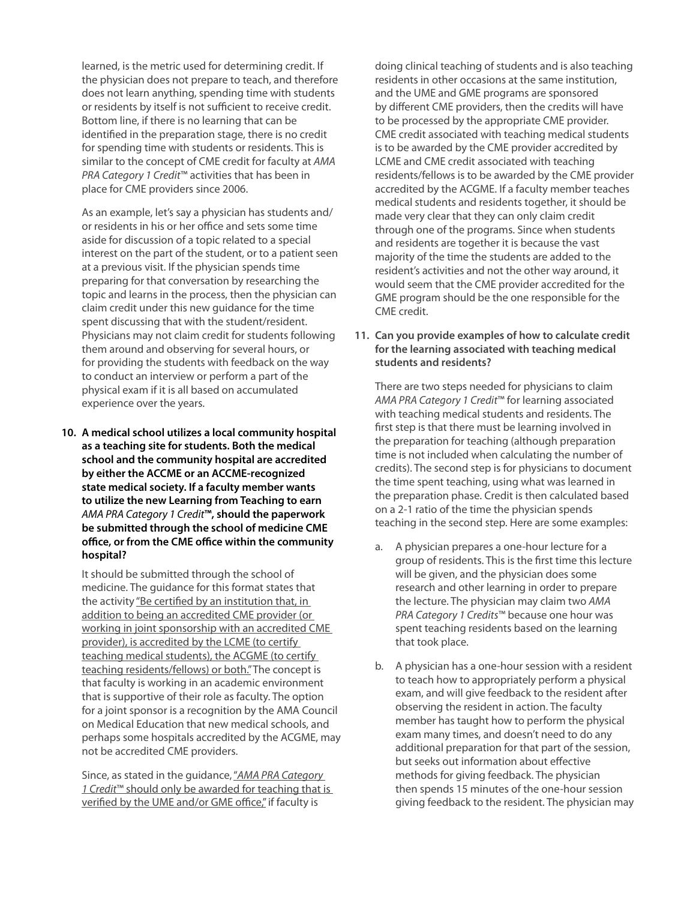learned, is the metric used for determining credit. If the physician does not prepare to teach, and therefore does not learn anything, spending time with students or residents by itself is not sufficient to receive credit. Bottom line, if there is no learning that can be identified in the preparation stage, there is no credit for spending time with students or residents. This is similar to the concept of CME credit for faculty at *AMA PRA Category 1 Credit*™ activities that has been in place for CME providers since 2006.

As an example, let's say a physician has students and/or residents in his or her office and sets some time aside for discussion of a topic related to a special interest on the part of the student, or to a patient seen at a previous visit. If the physician spends time preparing for that conversation by researching the topic and learns in the process, then the physician can claim credit under this new guidance for the time spent discussing that with the student/resident. Physicians may not claim credit for students following them around and observing for several hours, or for providing the students with feedback on the way to conduct an interview or perform a part of the physical exam if it is all based on accumulated experience over the years.

**10. A medical school utilizes a local community hospital as a teaching site for students. Both the medical school and the community hospital are accredited by either the ACCME or an ACCME-recognized state medical society. If a faculty member wants to utilize the new Learning from Teaching to earn *AMA PRA Category 1 Credit*™, should the paperwork be submitted through the school of medicine CME office, or from the CME office within the community hospital?**

It should be submitted through the school of medicine. The guidance for this format states that the activity "Be certified by an institution that, in addition to being an accredited CME provider (or working in joint sponsorship with an accredited CME provider), is accredited by the LCME (to certify teaching medical students), the ACGME (to certify teaching residents/fellows) or both." The concept is that faculty is working in an academic environment that is supportive of their role as faculty. The option for a joint sponsor is a recognition by the AMA Council on Medical Education that new medical schools, and perhaps some hospitals accredited by the ACGME, may not be accredited CME providers.

Since, as stated in the guidance, "*AMA PRA Category 1 Credit*™ should only be awarded for teaching that is verified by the UME and/or GME office," if faculty is doing clinical teaching of students and is also teaching residents in other occasions at the same institution, and the UME and GME programs are sponsored by different CME providers, then the credits will have to be processed by the appropriate CME provider. CME credit associated with teaching medical students is to be awarded by the CME provider accredited by LCME and CME credit associated with teaching residents/fellows is to be awarded by the CME provider accredited by the ACGME. If a faculty member teaches medical students and residents together, it should be made very clear that they can only claim credit through one of the programs. Since when students and residents are together it is because the vast majority of the time the students are added to the resident's activities and not the other way around, it would seem that the CME provider accredited for the GME program should be the one responsible for the CME credit.

**11. Can you provide examples of how to calculate credit for the learning associated with teaching medical students and residents?**

There are two steps needed for physicians to claim *AMA PRA Category 1 Credit*™ for learning associated with teaching medical students and residents. The first step is that there must be learning involved in the preparation for teaching (although preparation time is not included when calculating the number of credits). The second step is for physicians to document the time spent teaching, using what was learned in the preparation phase. Credit is then calculated based on a 2-1 ratio of the time the physician spends teaching in the second step. Here are some examples:

a. A physician prepares a one-hour lecture for a group of residents. This is the first time this lecture will be given, and the physician does some research and other learning in order to prepare the lecture. The physician may claim two *AMA PRA Category 1 Credits*™ because one hour was spent teaching residents based on the learning that took place.

b. A physician has a one-hour session with a resident to teach how to appropriately perform a physical exam, and will give feedback to the resident after observing the resident in action. The faculty member has taught how to perform the physical exam many times, and doesn't need to do any additional preparation for that part of the session, but seeks out information about effective methods for giving feedback. The physician then spends 15 minutes of the one-hour session giving feedback to the resident. The physician may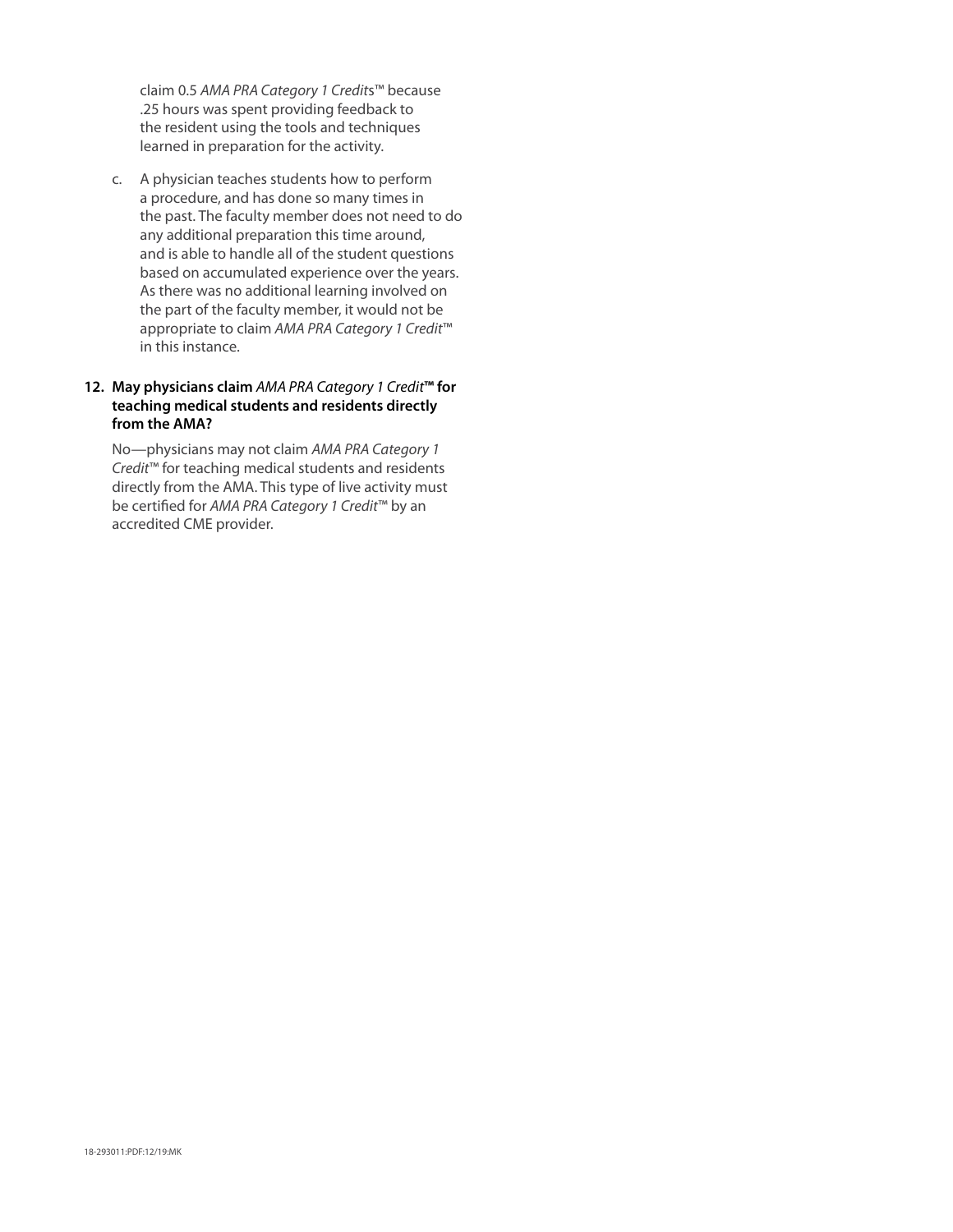claim 0.5 *AMA PRA Category 1 Credits*™ because .25 hours was spent providing feedback to the resident using the tools and techniques learned in preparation for the activity.

c. A physician teaches students how to perform a procedure, and has done so many times in the past. The faculty member does not need to do any additional preparation this time around, and is able to handle all of the student questions based on accumulated experience over the years. As there was no additional learning involved on the part of the faculty member, it would not be appropriate to claim *AMA PRA Category 1 Credit*™ in this instance.

**12. May physicians claim *AMA PRA Category 1 Credit*™ for teaching medical students and residents directly from the AMA?**

No—physicians may not claim *AMA PRA Category 1 Credit*™ for teaching medical students and residents directly from the AMA. This type of live activity must be certified for *AMA PRA Category 1 Credit*™ by an accredited CME provider.

18-293011:PDF:12/19:MK